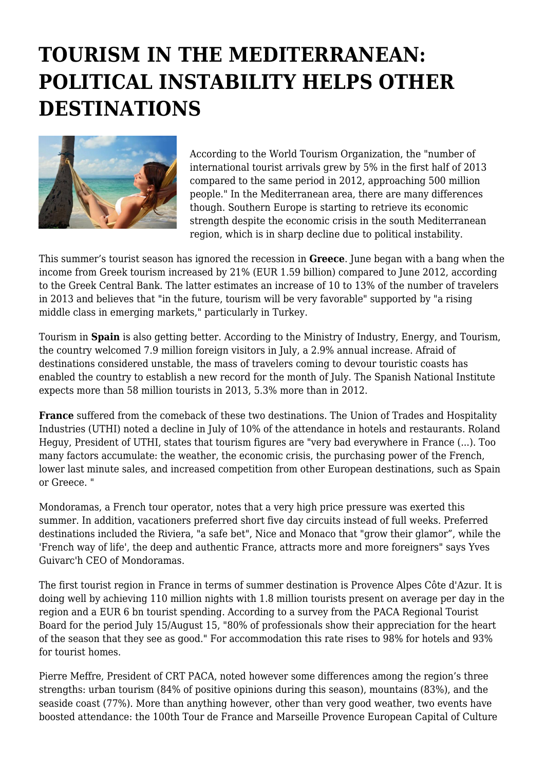# TOURISM IN THE MEDITERRANEAN: POLITICAL INSTABILITY HELPS OTHER DESTINATIONS

According to the World Tourism Organization, the "number of international tourist arrivals grew by 5% in the first half of 2013 compared to the same period in 2012, approaching 500 million people." In the Mediterranean area, there are many differences though. Southern Europe is starting to retrieve its economic strength despite the economic crisis in the south Mediterranean region, which is in sharp decline due to political instability.

This summer's tourist season has ignored the recession in **Greece**. June began with a bang when the income from Greek tourism increased by 21% (EUR 1.59 billion) compared to June 2012, according to the Greek Central Bank. The latter estimates an increase of 10 to 13% of the number of travelers in 2013 and believes that "in the future, tourism will be very favorable" supported by "a rising middle class in emerging markets," particularly in Turkey.

Tourism in **Spain** is also getting better. According to the Ministry of Industry, Energy, and Tourism, the country welcomed 7.9 million foreign visitors in July, a 2.9% annual increase. Afraid of destinations considered unstable, the mass of travelers coming to devour touristic coasts has enabled the country to establish a new record for the month of July. The Spanish National Institute expects more than 58 million tourists in 2013, 5.3% more than in 2012.

**France** suffered from the comeback of these two destinations. The Union of Trades and Hospitality Industries (UTHI) noted a decline in July of 10% of the attendance in hotels and restaurants. Roland Heguy, President of UTHI, states that tourism figures are "very bad everywhere in France (...). Too many factors accumulate: the weather, the economic crisis, the purchasing power of the French, lower last minute sales, and increased competition from other European destinations, such as Spain or Greece. "

Mondoramas, a French tour operator, notes that a very high price pressure was exerted this summer. In addition, vacationers preferred short five day circuits instead of full weeks. Preferred destinations included the Riviera, "a safe bet", Nice and Monaco that "grow their glamor", while the 'French way of life', the deep and authentic France, attracts more and more foreigners" says Yves Guivarc'h CEO of Mondoramas.

The first tourist region in France in terms of summer destination is Provence Alpes Côte d'Azur. It is doing well by achieving 110 million nights with 1.8 million tourists present on average per day in the region and a EUR 6 bn tourist spending. According to a survey from the PACA Regional Tourist Board for the period July 15/August 15, "80% of professionals show their appreciation for the heart of the season that they see as good." For accommodation this rate rises to 98% for hotels and 93% for tourist homes.

Pierre Meffre, President of CRT PACA, noted however some differences among the region's three strengths: urban tourism (84% of positive opinions during this season), mountains (83%), and the seaside coast (77%). More than anything however, other than very good weather, two events have boosted attendance: the 100th Tour de France and Marseille Provence European Capital of Culture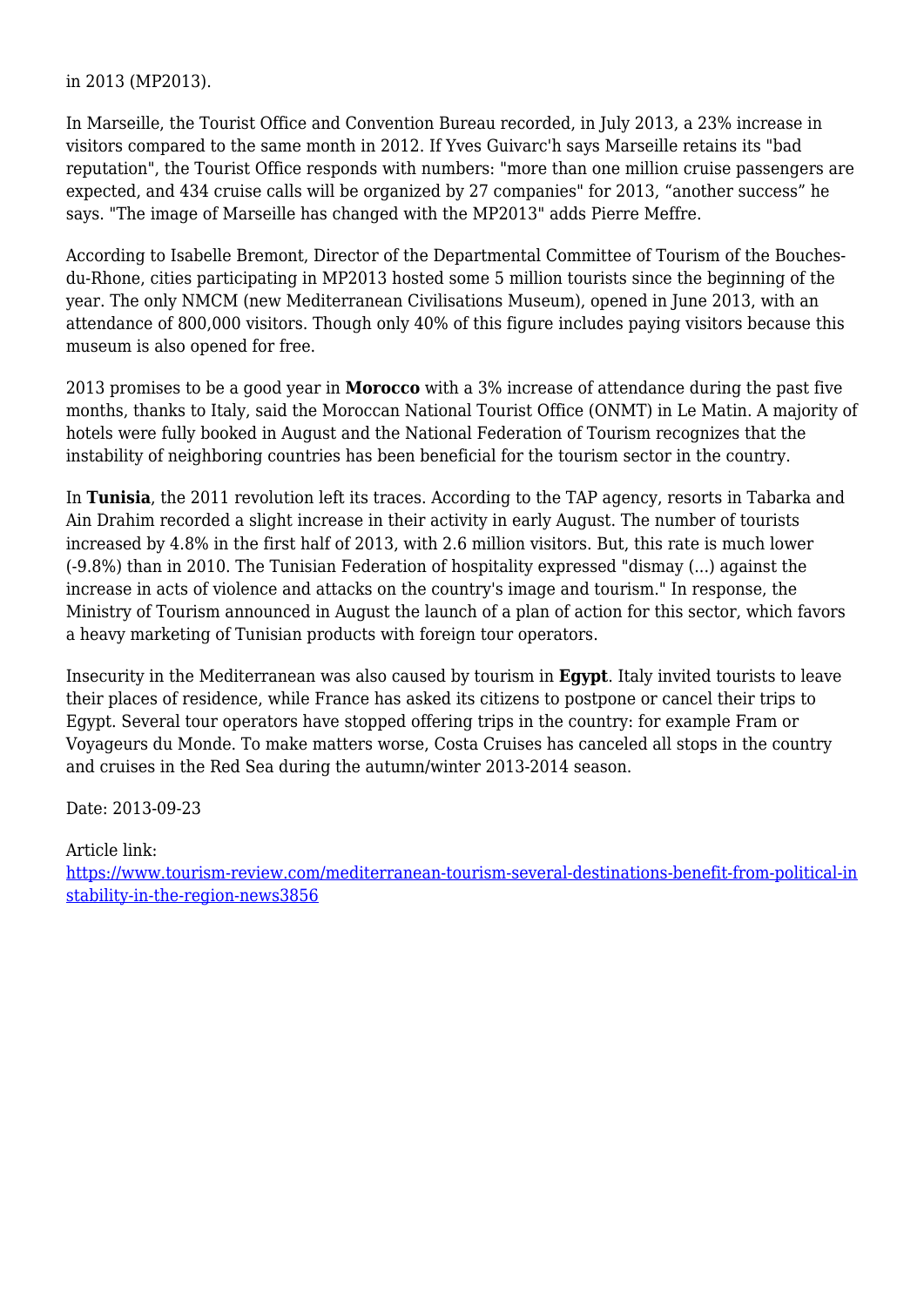in 2013 (MP2013).

In Marseille, the Tourist Office and Convention Bureau recorded, in July 2013, a 23% increase in visitors compared to the same month in 2012. If Yves Guivarc'h says Marseille retains its "bad reputation", the Tourist Office responds with numbers: "more than one million cruise passengers are expected, and 434 cruise calls will be organized by 27 companies" for 2013, “another success” he says. "The image of Marseille has changed with the MP2013" adds Pierre Meffre.

According to Isabelle Bremont, Director of the Departmental Committee of Tourism of the Bouches-du-Rhone, cities participating in MP2013 hosted some 5 million tourists since the beginning of the year. The only NMCM (new Mediterranean Civilisations Museum), opened in June 2013, with an attendance of 800,000 visitors. Though only 40% of this figure includes paying visitors because this museum is also opened for free.

2013 promises to be a good year in **Morocco** with a 3% increase of attendance during the past five months, thanks to Italy, said the Moroccan National Tourist Office (ONMT) in Le Matin. A majority of hotels were fully booked in August and the National Federation of Tourism recognizes that the instability of neighboring countries has been beneficial for the tourism sector in the country.

In **Tunisia**, the 2011 revolution left its traces. According to the TAP agency, resorts in Tabarka and Ain Drahim recorded a slight increase in their activity in early August. The number of tourists increased by 4.8% in the first half of 2013, with 2.6 million visitors. But, this rate is much lower (-9.8%) than in 2010. The Tunisian Federation of hospitality expressed "dismay (...) against the increase in acts of violence and attacks on the country's image and tourism." In response, the Ministry of Tourism announced in August the launch of a plan of action for this sector, which favors a heavy marketing of Tunisian products with foreign tour operators.

Insecurity in the Mediterranean was also caused by tourism in **Egypt**. Italy invited tourists to leave their places of residence, while France has asked its citizens to postpone or cancel their trips to Egypt. Several tour operators have stopped offering trips in the country: for example Fram or Voyageurs du Monde. To make matters worse, Costa Cruises has canceled all stops in the country and cruises in the Red Sea during the autumn/winter 2013-2014 season.

Date: 2013-09-23

Article link:
[https://www.tourism-review.com/mediterranean-tourism-several-destinations-benefit-from-political-instability-in-the-region-news3856](https://www.tourism-review.com/mediterranean-tourism-several-destinations-benefit-from-political-instability-in-the-region-news3856)